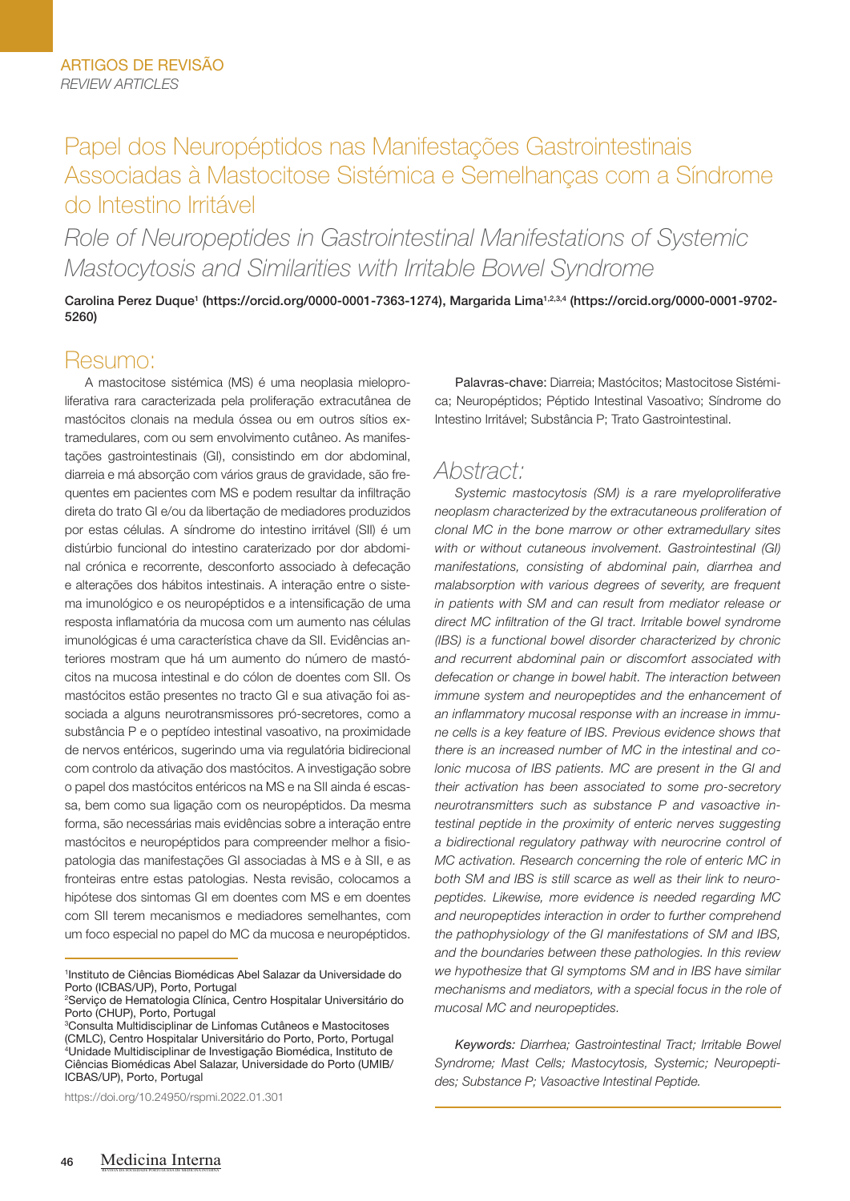ARTIGOS DE REVISÃO
*REVIEW ARTICLES*

# Papel dos Neuropéptidos nas Manifestações Gastrointestinais Associadas à Mastocitose Sistémica e Semelhanças com a Síndrome do Intestino Irritável

# *Role of Neuropeptides in Gastrointestinal Manifestations of Systemic Mastocytosis and Similarities with Irritable Bowel Syndrome*

**Carolina Perez Duque[1] (https://orcid.org/0000-0001-7363-1274), Margarida Lima[1,2,3,4] (https://orcid.org/0000-0001-9702-5260)**

## Resumo:

A mastocitose sistémica (MS) é uma neoplasia mieloproliferativa rara caracterizada pela proliferação extracutânea de mastócitos clonais na medula óssea ou em outros sítios extramedulares, com ou sem envolvimento cutâneo. As manifestações gastrointestinais (GI), consistindo em dor abdominal, diarreia e má absorção com vários graus de gravidade, são frequentes em pacientes com MS e podem resultar da infiltração direta do trato GI e/ou da libertação de mediadores produzidos por estas células. A síndrome do intestino irritável (SII) é um distúrbio funcional do intestino caraterizado por dor abdominal crónica e recorrente, desconforto associado à defecação e alterações dos hábitos intestinais. A interação entre o sistema imunológico e os neuropéptidos e a intensificação de uma resposta inflamatória da mucosa com um aumento nas células imunológicas é uma característica chave da SII. Evidências anteriores mostram que há um aumento do número de mastócitos na mucosa intestinal e do cólon de doentes com SII. Os mastócitos estão presentes no tracto GI e sua ativação foi associada a alguns neurotransmissores pró-secretores, como a substância P e o peptídeo intestinal vasoativo, na proximidade de nervos entéricos, sugerindo uma via regulatória bidirecional com controlo da ativação dos mastócitos. A investigação sobre o papel dos mastócitos entéricos na MS e na SII ainda é escassa, bem como sua ligação com os neuropéptidos. Da mesma forma, são necessárias mais evidências sobre a interação entre mastócitos e neuropéptidos para compreender melhor a fisiopatologia das manifestações GI associadas à MS e à SII, e as fronteiras entre estas patologias. Nesta revisão, colocamos a hipótese dos sintomas GI em doentes com MS e em doentes com SII terem mecanismos e mediadores semelhantes, com um foco especial no papel do MC da mucosa e neuropéptidos.

**Palavras-chave:** Diarreia; Mastócitos; Mastocitose Sistémica; Neuropéptidos; Péptido Intestinal Vasoativo; Síndrome do Intestino Irritável; Substância P; Trato Gastrointestinal.

## *Abstract:*

*Systemic mastocytosis (SM) is a rare myeloproliferative neoplasm characterized by the extracutaneous proliferation of clonal MC in the bone marrow or other extramedullary sites with or without cutaneous involvement. Gastrointestinal (GI) manifestations, consisting of abdominal pain, diarrhea and malabsorption with various degrees of severity, are frequent in patients with SM and can result from mediator release or direct MC infiltration of the GI tract. Irritable bowel syndrome (IBS) is a functional bowel disorder characterized by chronic and recurrent abdominal pain or discomfort associated with defecation or change in bowel habit. The interaction between immune system and neuropeptides and the enhancement of an inflammatory mucosal response with an increase in immune cells is a key feature of IBS. Previous evidence shows that there is an increased number of MC in the intestinal and colonic mucosa of IBS patients. MC are present in the GI and their activation has been associated to some pro-secretory neurotransmitters such as substance P and vasoactive intestinal peptide in the proximity of enteric nerves suggesting a bidirectional regulatory pathway with neurocrine control of MC activation. Research concerning the role of enteric MC in both SM and IBS is still scarce as well as their link to neuropeptides. Likewise, more evidence is needed regarding MC and neuropeptides interaction in order to further comprehend the pathophysiology of the GI manifestations of SM and IBS, and the boundaries between these pathologies. In this review we hypothesize that GI symptoms SM and in IBS have similar mechanisms and mediators, with a special focus in the role of mucosal MC and neuropeptides.*

***Keywords:** Diarrhea; Gastrointestinal Tract; Irritable Bowel Syndrome; Mast Cells; Mastocytosis, Systemic; Neuropeptides; Substance P; Vasoactive Intestinal Peptide.*

---

[1]Instituto de Ciências Biomédicas Abel Salazar da Universidade do Porto (ICBAS/UP), Porto, Portugal
[2]Serviço de Hematologia Clínica, Centro Hospitalar Universitário do Porto (CHUP), Porto, Portugal
[3]Consulta Multidisciplinar de Linfomas Cutâneos e Mastocitoses (CMLC), Centro Hospitalar Universitário do Porto, Porto, Portugal
[4]Unidade Multidisciplinar de Investigação Biomédica, Instituto de Ciências Biomédicas Abel Salazar, Universidade do Porto (UMIB/ICBAS/UP), Porto, Portugal

https://doi.org/10.24950/rspmi.2022.01.301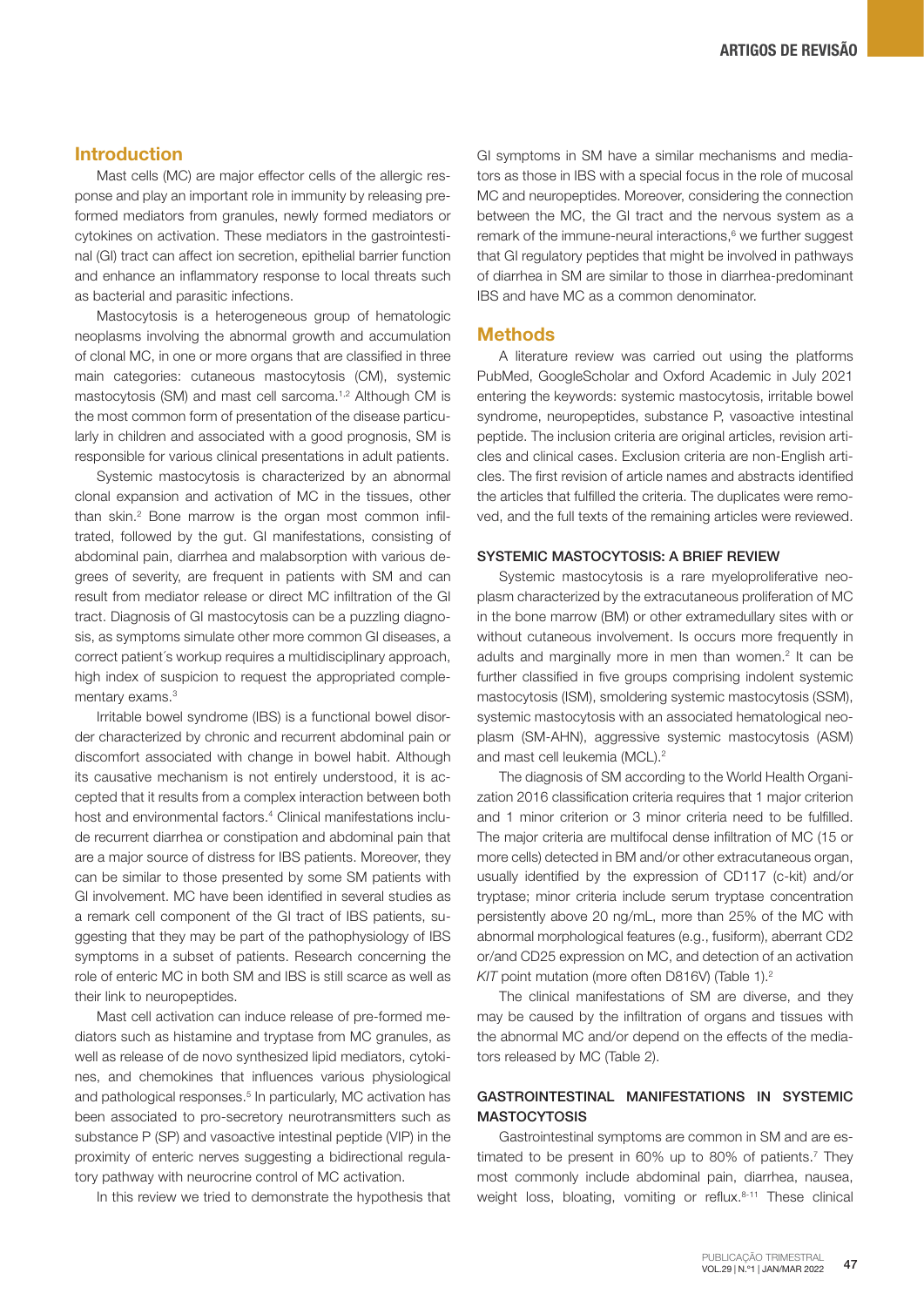## Introduction

Mast cells (MC) are major effector cells of the allergic response and play an important role in immunity by releasing preformed mediators from granules, newly formed mediators or cytokines on activation. These mediators in the gastrointestinal (GI) tract can affect ion secretion, epithelial barrier function and enhance an inflammatory response to local threats such as bacterial and parasitic infections.

Mastocytosis is a heterogeneous group of hematologic neoplasms involving the abnormal growth and accumulation of clonal MC, in one or more organs that are classified in three main categories: cutaneous mastocytosis (CM), systemic mastocytosis (SM) and mast cell sarcoma.[1,2] Although CM is the most common form of presentation of the disease particularly in children and associated with a good prognosis, SM is responsible for various clinical presentations in adult patients.

Systemic mastocytosis is characterized by an abnormal clonal expansion and activation of MC in the tissues, other than skin.[2] Bone marrow is the organ most common infiltrated, followed by the gut. GI manifestations, consisting of abdominal pain, diarrhea and malabsorption with various degrees of severity, are frequent in patients with SM and can result from mediator release or direct MC infiltration of the GI tract. Diagnosis of GI mastocytosis can be a puzzling diagnosis, as symptoms simulate other more common GI diseases, a correct patient´s workup requires a multidisciplinary approach, high index of suspicion to request the appropriated complementary exams.[3]

Irritable bowel syndrome (IBS) is a functional bowel disorder characterized by chronic and recurrent abdominal pain or discomfort associated with change in bowel habit. Although its causative mechanism is not entirely understood, it is accepted that it results from a complex interaction between both host and environmental factors.[4] Clinical manifestations include recurrent diarrhea or constipation and abdominal pain that are a major source of distress for IBS patients. Moreover, they can be similar to those presented by some SM patients with GI involvement. MC have been identified in several studies as a remark cell component of the GI tract of IBS patients, suggesting that they may be part of the pathophysiology of IBS symptoms in a subset of patients. Research concerning the role of enteric MC in both SM and IBS is still scarce as well as their link to neuropeptides.

Mast cell activation can induce release of pre-formed mediators such as histamine and tryptase from MC granules, as well as release of de novo synthesized lipid mediators, cytokines, and chemokines that influences various physiological and pathological responses.[5] In particularly, MC activation has been associated to pro-secretory neurotransmitters such as substance P (SP) and vasoactive intestinal peptide (VIP) in the proximity of enteric nerves suggesting a bidirectional regulatory pathway with neurocrine control of MC activation.

In this review we tried to demonstrate the hypothesis that GI symptoms in SM have a similar mechanisms and mediators as those in IBS with a special focus in the role of mucosal MC and neuropeptides. Moreover, considering the connection between the MC, the GI tract and the nervous system as a remark of the immune-neural interactions,[6] we further suggest that GI regulatory peptides that might be involved in pathways of diarrhea in SM are similar to those in diarrhea-predominant IBS and have MC as a common denominator.

## Methods

A literature review was carried out using the platforms PubMed, GoogleScholar and Oxford Academic in July 2021 entering the keywords: systemic mastocytosis, irritable bowel syndrome, neuropeptides, substance P, vasoactive intestinal peptide. The inclusion criteria are original articles, revision articles and clinical cases. Exclusion criteria are non-English articles. The first revision of article names and abstracts identified the articles that fulfilled the criteria. The duplicates were removed, and the full texts of the remaining articles were reviewed.

### SYSTEMIC MASTOCYTOSIS: A BRIEF REVIEW

Systemic mastocytosis is a rare myeloproliferative neoplasm characterized by the extracutaneous proliferation of MC in the bone marrow (BM) or other extramedullary sites with or without cutaneous involvement. Is occurs more frequently in adults and marginally more in men than women.[2] It can be further classified in five groups comprising indolent systemic mastocytosis (ISM), smoldering systemic mastocytosis (SSM), systemic mastocytosis with an associated hematological neoplasm (SM-AHN), aggressive systemic mastocytosis (ASM) and mast cell leukemia (MCL).[2]

The diagnosis of SM according to the World Health Organization 2016 classification criteria requires that 1 major criterion and 1 minor criterion or 3 minor criteria need to be fulfilled. The major criteria are multifocal dense infiltration of MC (15 or more cells) detected in BM and/or other extracutaneous organ, usually identified by the expression of CD117 (c-kit) and/or tryptase; minor criteria include serum tryptase concentration persistently above 20 ng/mL, more than 25% of the MC with abnormal morphological features (e.g., fusiform), aberrant CD2 or/and CD25 expression on MC, and detection of an activation *KIT* point mutation (more often D816V) (Table 1).[2]

The clinical manifestations of SM are diverse, and they may be caused by the infiltration of organs and tissues with the abnormal MC and/or depend on the effects of the mediators released by MC (Table 2).

### GASTROINTESTINAL MANIFESTATIONS IN SYSTEMIC MASTOCYTOSIS

Gastrointestinal symptoms are common in SM and are estimated to be present in 60% up to 80% of patients.[7] They most commonly include abdominal pain, diarrhea, nausea, weight loss, bloating, vomiting or reflux.[8-11] These clinical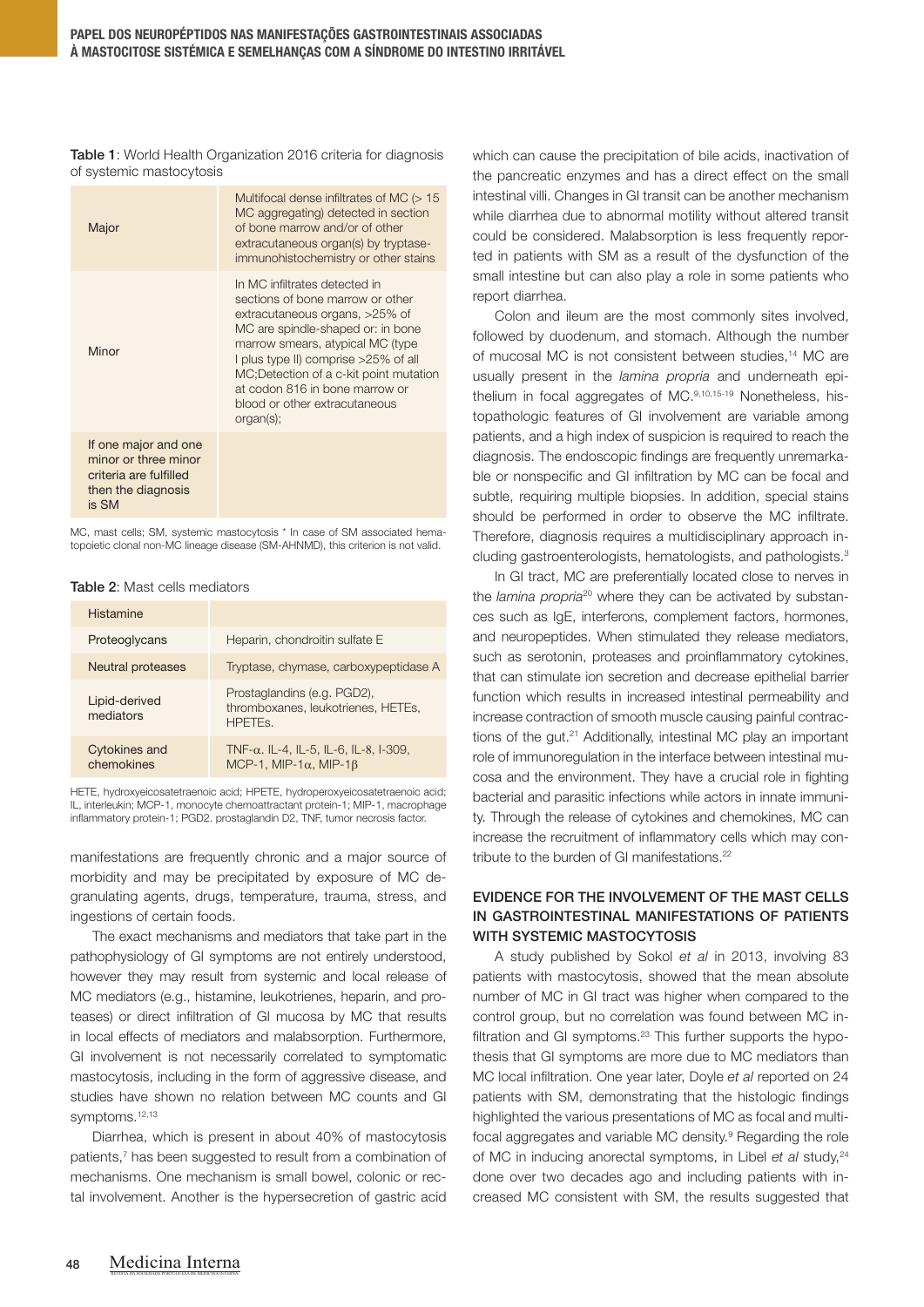**Table 1**: World Health Organization 2016 criteria for diagnosis of systemic mastocytosis

| | |
|---|---|
| Major | Multifocal dense infiltrates of MC (> 15 MC aggregating) detected in section of bone marrow and/or of other extracutaneous organ(s) by tryptase-immunohistochemistry or other stains |
| Minor | In MC infiltrates detected in sections of bone marrow or other extracutaneous organs, >25% of MC are spindle-shaped or: in bone marrow smears, atypical MC (type I plus type II) comprise >25% of all MC;Detection of a c-kit point mutation at codon 816 in bone marrow or blood or other extracutaneous organ(s); |
| If one major and one minor or three minor criteria are fulfilled then the diagnosis is SM | |

MC, mast cells; SM, systemic mastocytosis * In case of SM associated hematopoietic clonal non-MC lineage disease (SM-AHNMD), this criterion is not valid.

**Table 2**: Mast cells mediators

| | |
|---|---|
| Histamine | |
| Proteoglycans | Heparin, chondroitin sulfate E |
| Neutral proteases | Tryptase, chymase, carboxypeptidase A |
| Lipid-derived mediators | Prostaglandins (e.g. PGD2), thromboxanes, leukotrienes, HETEs, HPETEs. |
| Cytokines and chemokines | TNF-α. IL-4, IL-5, IL-6, IL-8, I-309, MCP-1, MIP-1α, MIP-1β |

HETE, hydroxyeicosatetraenoic acid; HPETE, hydroperoxyeicosatetraenoic acid; IL, interleukin; MCP-1, monocyte chemoattractant protein-1; MIP-1, macrophage inflammatory protein-1; PGD2. prostaglandin D2, TNF, tumor necrosis factor.

manifestations are frequently chronic and a major source of morbidity and may be precipitated by exposure of MC degranulating agents, drugs, temperature, trauma, stress, and ingestions of certain foods.

The exact mechanisms and mediators that take part in the pathophysiology of GI symptoms are not entirely understood, however they may result from systemic and local release of MC mediators (e.g., histamine, leukotrienes, heparin, and proteases) or direct infiltration of GI mucosa by MC that results in local effects of mediators and malabsorption. Furthermore, GI involvement is not necessarily correlated to symptomatic mastocytosis, including in the form of aggressive disease, and studies have shown no relation between MC counts and GI symptoms.[12,13]

Diarrhea, which is present in about 40% of mastocytosis patients,[7] has been suggested to result from a combination of mechanisms. One mechanism is small bowel, colonic or rectal involvement. Another is the hypersecretion of gastric acid which can cause the precipitation of bile acids, inactivation of the pancreatic enzymes and has a direct effect on the small intestinal villi. Changes in GI transit can be another mechanism while diarrhea due to abnormal motility without altered transit could be considered. Malabsorption is less frequently reported in patients with SM as a result of the dysfunction of the small intestine but can also play a role in some patients who report diarrhea.

Colon and ileum are the most commonly sites involved, followed by duodenum, and stomach. Although the number of mucosal MC is not consistent between studies,[14] MC are usually present in the *lamina propria* and underneath epithelium in focal aggregates of MC.[9,10,15-19] Nonetheless, histopathologic features of GI involvement are variable among patients, and a high index of suspicion is required to reach the diagnosis. The endoscopic findings are frequently unremarkable or nonspecific and GI infiltration by MC can be focal and subtle, requiring multiple biopsies. In addition, special stains should be performed in order to observe the MC infiltrate. Therefore, diagnosis requires a multidisciplinary approach including gastroenterologists, hematologists, and pathologists.[3]

In GI tract, MC are preferentially located close to nerves in the *lamina propria*[20] where they can be activated by substances such as IgE, interferons, complement factors, hormones, and neuropeptides. When stimulated they release mediators, such as serotonin, proteases and proinflammatory cytokines, that can stimulate ion secretion and decrease epithelial barrier function which results in increased intestinal permeability and increase contraction of smooth muscle causing painful contractions of the gut.[21] Additionally, intestinal MC play an important role of immunoregulation in the interface between intestinal mucosa and the environment. They have a crucial role in fighting bacterial and parasitic infections while actors in innate immunity. Through the release of cytokines and chemokines, MC can increase the recruitment of inflammatory cells which may contribute to the burden of GI manifestations.[22]

## EVIDENCE FOR THE INVOLVEMENT OF THE MAST CELLS IN GASTROINTESTINAL MANIFESTATIONS OF PATIENTS WITH SYSTEMIC MASTOCYTOSIS

A study published by Sokol *et al* in 2013, involving 83 patients with mastocytosis, showed that the mean absolute number of MC in GI tract was higher when compared to the control group, but no correlation was found between MC infiltration and GI symptoms.[23] This further supports the hypothesis that GI symptoms are more due to MC mediators than MC local infiltration. One year later, Doyle *et al* reported on 24 patients with SM, demonstrating that the histologic findings highlighted the various presentations of MC as focal and multifocal aggregates and variable MC density.[9] Regarding the role of MC in inducing anorectal symptoms, in Libel *et al* study,[24] done over two decades ago and including patients with increased MC consistent with SM, the results suggested that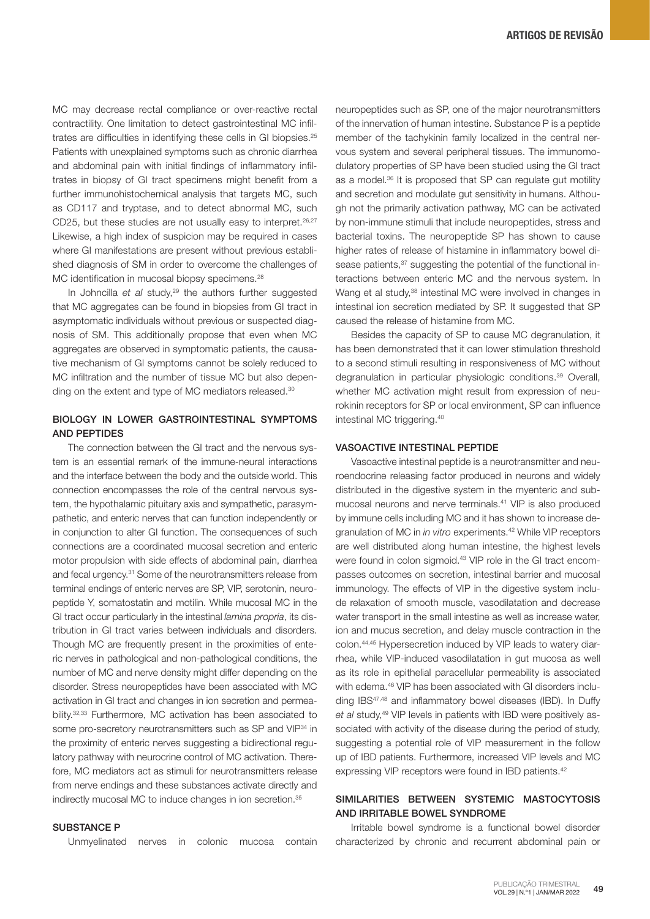MC may decrease rectal compliance or over-reactive rectal contractility. One limitation to detect gastrointestinal MC infiltrates are difficulties in identifying these cells in GI biopsies.[25] Patients with unexplained symptoms such as chronic diarrhea and abdominal pain with initial findings of inflammatory infiltrates in biopsy of GI tract specimens might benefit from a further immunohistochemical analysis that targets MC, such as CD117 and tryptase, and to detect abnormal MC, such CD25, but these studies are not usually easy to interpret.[26,27] Likewise, a high index of suspicion may be required in cases where GI manifestations are present without previous established diagnosis of SM in order to overcome the challenges of MC identification in mucosal biopsy specimens.[28]

In Johncilla *et al* study,[29] the authors further suggested that MC aggregates can be found in biopsies from GI tract in asymptomatic individuals without previous or suspected diagnosis of SM. This additionally propose that even when MC aggregates are observed in symptomatic patients, the causative mechanism of GI symptoms cannot be solely reduced to MC infiltration and the number of tissue MC but also depending on the extent and type of MC mediators released.[30]

## BIOLOGY IN LOWER GASTROINTESTINAL SYMPTOMS AND PEPTIDES

The connection between the GI tract and the nervous system is an essential remark of the immune-neural interactions and the interface between the body and the outside world. This connection encompasses the role of the central nervous system, the hypothalamic pituitary axis and sympathetic, parasympathetic, and enteric nerves that can function independently or in conjunction to alter GI function. The consequences of such connections are a coordinated mucosal secretion and enteric motor propulsion with side effects of abdominal pain, diarrhea and fecal urgency.[31] Some of the neurotransmitters release from terminal endings of enteric nerves are SP, VIP, serotonin, neuropeptide Y, somatostatin and motilin. While mucosal MC in the GI tract occur particularly in the intestinal *lamina propria*, its distribution in GI tract varies between individuals and disorders. Though MC are frequently present in the proximities of enteric nerves in pathological and non-pathological conditions, the number of MC and nerve density might differ depending on the disorder. Stress neuropeptides have been associated with MC activation in GI tract and changes in ion secretion and permeability.[32,33] Furthermore, MC activation has been associated to some pro-secretory neurotransmitters such as SP and VIP[34] in the proximity of enteric nerves suggesting a bidirectional regulatory pathway with neurocrine control of MC activation. Therefore, MC mediators act as stimuli for neurotransmitters release from nerve endings and these substances activate directly and indirectly mucosal MC to induce changes in ion secretion.[35]

### SUBSTANCE P

Unmyelinated nerves in colonic mucosa contain neuropeptides such as SP, one of the major neurotransmitters of the innervation of human intestine. Substance P is a peptide member of the tachykinin family localized in the central nervous system and several peripheral tissues. The immunomodulatory properties of SP have been studied using the GI tract as a model.[36] It is proposed that SP can regulate gut motility and secretion and modulate gut sensitivity in humans. Although not the primarily activation pathway, MC can be activated by non-immune stimuli that include neuropeptides, stress and bacterial toxins. The neuropeptide SP has shown to cause higher rates of release of histamine in inflammatory bowel disease patients,[37] suggesting the potential of the functional interactions between enteric MC and the nervous system. In Wang et al study,[38] intestinal MC were involved in changes in intestinal ion secretion mediated by SP. It suggested that SP caused the release of histamine from MC.

Besides the capacity of SP to cause MC degranulation, it has been demonstrated that it can lower stimulation threshold to a second stimuli resulting in responsiveness of MC without degranulation in particular physiologic conditions.[39] Overall, whether MC activation might result from expression of neurokinin receptors for SP or local environment, SP can influence intestinal MC triggering.[40]

### VASOACTIVE INTESTINAL PEPTIDE

Vasoactive intestinal peptide is a neurotransmitter and neuroendocrine releasing factor produced in neurons and widely distributed in the digestive system in the myenteric and submucosal neurons and nerve terminals.[41] VIP is also produced by immune cells including MC and it has shown to increase degranulation of MC in *in vitro* experiments.[42] While VIP receptors are well distributed along human intestine, the highest levels were found in colon sigmoid.[43] VIP role in the GI tract encompasses outcomes on secretion, intestinal barrier and mucosal immunology. The effects of VIP in the digestive system include relaxation of smooth muscle, vasodilatation and decrease water transport in the small intestine as well as increase water, ion and mucus secretion, and delay muscle contraction in the colon.[44,45] Hypersecretion induced by VIP leads to watery diarrhea, while VIP-induced vasodilatation in gut mucosa as well as its role in epithelial paracellular permeability is associated with edema.[46] VIP has been associated with GI disorders including IBS[47,48] and inflammatory bowel diseases (IBD). In Duffy *et al* study,[49] VIP levels in patients with IBD were positively associated with activity of the disease during the period of study, suggesting a potential role of VIP measurement in the follow up of IBD patients. Furthermore, increased VIP levels and MC expressing VIP receptors were found in IBD patients.[42]

## SIMILARITIES BETWEEN SYSTEMIC MASTOCYTOSIS AND IRRITABLE BOWEL SYNDROME

Irritable bowel syndrome is a functional bowel disorder characterized by chronic and recurrent abdominal pain or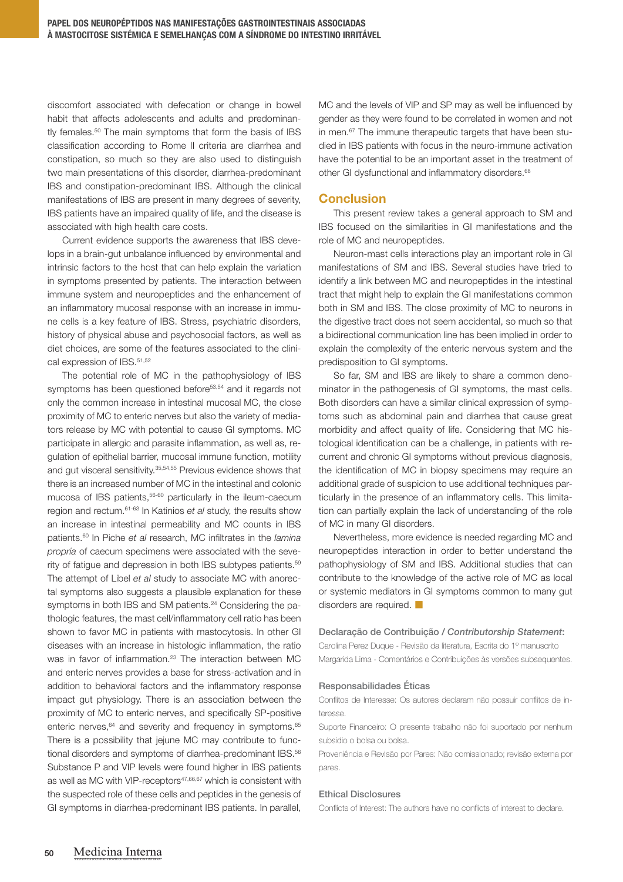discomfort associated with defecation or change in bowel habit that affects adolescents and adults and predominantly females.[50] The main symptoms that form the basis of IBS classification according to Rome II criteria are diarrhea and constipation, so much so they are also used to distinguish two main presentations of this disorder, diarrhea-predominant IBS and constipation-predominant IBS. Although the clinical manifestations of IBS are present in many degrees of severity, IBS patients have an impaired quality of life, and the disease is associated with high health care costs.

Current evidence supports the awareness that IBS develops in a brain-gut unbalance influenced by environmental and intrinsic factors to the host that can help explain the variation in symptoms presented by patients. The interaction between immune system and neuropeptides and the enhancement of an inflammatory mucosal response with an increase in immune cells is a key feature of IBS. Stress, psychiatric disorders, history of physical abuse and psychosocial factors, as well as diet choices, are some of the features associated to the clinical expression of IBS.[51,52]

The potential role of MC in the pathophysiology of IBS symptoms has been questioned before[53,54] and it regards not only the common increase in intestinal mucosal MC, the close proximity of MC to enteric nerves but also the variety of mediators release by MC with potential to cause GI symptoms. MC participate in allergic and parasite inflammation, as well as, regulation of epithelial barrier, mucosal immune function, motility and gut visceral sensitivity.[35,54,55] Previous evidence shows that there is an increased number of MC in the intestinal and colonic mucosa of IBS patients,[56-60] particularly in the ileum-caecum region and rectum.[61-63] In Katinios *et al* study, the results show an increase in intestinal permeability and MC counts in IBS patients.[60] In Piche *et al* research, MC infiltrates in the *lamina propria* of caecum specimens were associated with the severity of fatigue and depression in both IBS subtypes patients.[59] The attempt of Libel *et al* study to associate MC with anorectal symptoms also suggests a plausible explanation for these symptoms in both IBS and SM patients.[24] Considering the pathologic features, the mast cell/inflammatory cell ratio has been shown to favor MC in patients with mastocytosis. In other GI diseases with an increase in histologic inflammation, the ratio was in favor of inflammation.[23] The interaction between MC and enteric nerves provides a base for stress-activation and in addition to behavioral factors and the inflammatory response impact gut physiology. There is an association between the proximity of MC to enteric nerves, and specifically SP-positive enteric nerves,[64] and severity and frequency in symptoms.[65] There is a possibility that jejune MC may contribute to functional disorders and symptoms of diarrhea-predominant IBS.[56] Substance P and VIP levels were found higher in IBS patients as well as MC with VIP-receptors[47,66,67] which is consistent with the suspected role of these cells and peptides in the genesis of GI symptoms in diarrhea-predominant IBS patients. In parallel, MC and the levels of VIP and SP may as well be influenced by gender as they were found to be correlated in women and not in men.[67] The immune therapeutic targets that have been studied in IBS patients with focus in the neuro-immune activation have the potential to be an important asset in the treatment of other GI dysfunctional and inflammatory disorders.[68]

## Conclusion

This present review takes a general approach to SM and IBS focused on the similarities in GI manifestations and the role of MC and neuropeptides.

Neuron-mast cells interactions play an important role in GI manifestations of SM and IBS. Several studies have tried to identify a link between MC and neuropeptides in the intestinal tract that might help to explain the GI manifestations common both in SM and IBS. The close proximity of MC to neurons in the digestive tract does not seem accidental, so much so that a bidirectional communication line has been implied in order to explain the complexity of the enteric nervous system and the predisposition to GI symptoms.

So far, SM and IBS are likely to share a common denominator in the pathogenesis of GI symptoms, the mast cells. Both disorders can have a similar clinical expression of symptoms such as abdominal pain and diarrhea that cause great morbidity and affect quality of life. Considering that MC histological identification can be a challenge, in patients with recurrent and chronic GI symptoms without previous diagnosis, the identification of MC in biopsy specimens may require an additional grade of suspicion to use additional techniques particularly in the presence of an inflammatory cells. This limitation can partially explain the lack of understanding of the role of MC in many GI disorders.

Nevertheless, more evidence is needed regarding MC and neuropeptides interaction in order to better understand the pathophysiology of SM and IBS. Additional studies that can contribute to the knowledge of the active role of MC as local or systemic mediators in GI symptoms common to many gut disorders are required. ■

**Declaração de Contribuição / *Contributorship Statement*:**

Carolina Perez Duque - Revisão da literatura, Escrita do 1º manuscrito

Margarida Lima - Comentários e Contribuições às versões subsequentes.

**Responsabilidades Éticas**

Conflitos de Interesse: Os autores declaram não possuir conflitos de interesse.

Suporte Financeiro: O presente trabalho não foi suportado por nenhum subsídio o bolsa ou bolsa.

Proveniência e Revisão por Pares: Não comissionado; revisão externa por pares.

**Ethical Disclosures**

Conflicts of Interest: The authors have no conflicts of interest to declare.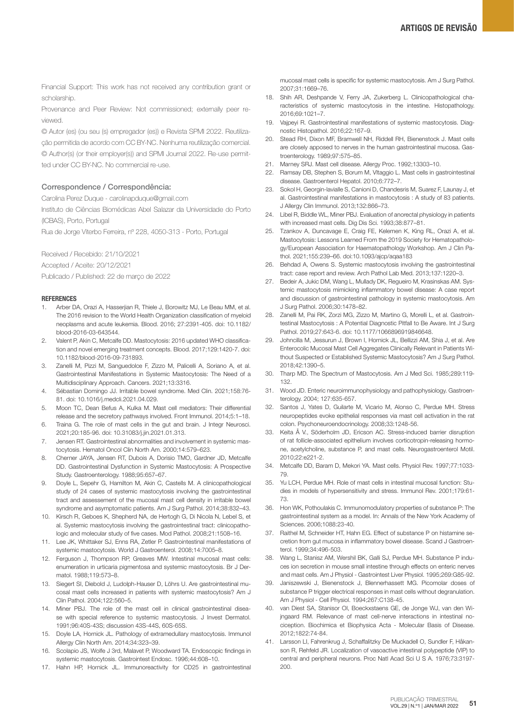Financial Support: This work has not received any contribution grant or scholarship.

Provenance and Peer Review: Not commissioned; externally peer reviewed.

© Autor (es) (ou seu (s) empregador (es)) e Revista SPMI 2022. Reutilização permitida de acordo com CC BY-NC. Nenhuma reutilização comercial.
© Author(s) (or their employer(s)) and SPMI Journal 2022. Re-use permitted under CC BY-NC. No commercial re-use.

### Correspondence / Correspondência:

Carolina Perez Duque - carolinapduque@gmail.com
Instituto de Ciências Biomédicas Abel Salazar da Universidade do Porto (ICBAS), Porto, Portugal
Rua de Jorge Viterbo Ferreira, nº 228, 4050-313 - Porto, Portugal

Received / Recebido: 21/10/2021
Accepted / Aceite: 20/12/2021
Publicado / Published: 22 de março de 2022

## REFERENCES

1. Arber DA, Orazi A, Hasserjian R, Thiele J, Borowitz MJ, Le Beau MM, et al. The 2016 revision to the World Health Organization classification of myeloid neoplasms and acute leukemia. Blood. 2016; 27:2391-405. doi: 10.1182/blood-2016-03-643544.
2. Valent P, Akin C, Metcalfe DD. Mastocytosis: 2016 updated WHO classification and novel emerging treatment concepts. Blood. 2017;129:1420-7. doi: 10.1182/blood-2016-09-731893.
3. Zanelli M, Pizzi M, Sanguedolce F, Zizzo M, Palicelli A, Soriano A, et al. Gastrointestinal Manifestations in Systemic Mastocytosis: The Need of a Multidisciplinary Approach. Cancers. 2021;13:3316.
4. Sébastian Domingo JJ. Irritable bowel syndrome. Med Clin. 2021;158:76-81. doi: 10.1016/j.medcli.2021.04.029.
5. Moon TC, Dean Befus A, Kulka M. Mast cell mediators: Their differential release and the secretory pathways involved. Front Immunol. 2014;5:1–18.
6. Traina G. The role of mast cells in the gut and brain. J Integr Neurosci. 2021;20:185-96. doi: 10.31083/j.jin.2021.01.313.
7. Jensen RT. Gastrointestinal abnormalities and involvement in systemic mastocytosis. Hematol Oncol Clin North Am. 2000;14:579–623.
8. Cherner JAYA, Jensen RT, Dubois A, Dorisio TMO, Gardner JD, Metcalfe DD. Gastrointestinal Dysfunction in Systemic Mastocytosis: A Prospective Study. Gastroenterology. 1988;95:657–67.
9. Doyle L, Sepehr G, Hamilton M, Akin C, Castells M. A clinicopathological study of 24 cases of systemic mastocytosis involving the gastrointestinal tract and assessement of the mucosal mast cell density in irritable bowel syndrome and asymptomatic patients. Am J Surg Pathol. 2014;38:832–43.
10. Kirsch R, Geboes K, Shepherd NA, de Hertogh G, Di Nicola N, Lebel S, et al. Systemic mastocytosis involving the gastrointestinal tract: clinicopathologic and molecular study of five cases. Mod Pathol. 2008;21:1508–16.
11. Lee JK, Whittaker SJ, Enns RA, Zetler P. Gastrointestinal manifestations of systemic mastocytosis. World J Gastroenterol. 2008;14:7005–8.
12. Ferguson J, Thompson RP, Greaves MW. Intestinal mucosal mast cells: enumeration in urticaria pigmentosa and systemic mastocytosis. Br J Dermatol. 1988;119:573–8.
13. Siegert SI, Diebold J, Ludolph-Hauser D, Löhrs U. Are gastrointestinal mucosal mast cells increased in patients with systemic mastocytosis? Am J Clin Pathol. 2004;122:560–5.
14. Miner PBJ. The role of the mast cell in clinical gastrointestinal disease with special reference to systemic mastocytosis. J Invest Dermatol. 1991;96:40S-43S; discussion 43S-44S, 60S-65S.
15. Doyle LA, Hornick JL. Pathology of extramedullary mastocytosis. Immunol Allergy Clin North Am. 2014;34:323–39.
16. Scolapio JS, Wolfe J 3rd, Malavet P, Woodward TA. Endoscopic findings in systemic mastocytosis. Gastrointest Endosc. 1996;44:608–10.
17. Hahn HP, Hornick JL. Immunoreactivity for CD25 in gastrointestinal mucosal mast cells is specific for systemic mastocytosis. Am J Surg Pathol. 2007;31:1669–76.
18. Shih AR, Deshpande V, Ferry JA, Zukerberg L. Clinicopathological characteristics of systemic mastocytosis in the intestine. Histopathology. 2016;69:1021–7.
19. Vajpeyi R. Gastrointestinal manifestations of systemic mastocytosis. Diagnostic Histopathol. 2016;22:167–9.
20. Stead RH, Dixon MF, Bramwell NH, Riddell RH, Bienenstock J. Mast cells are closely apposed to nerves in the human gastrointestinal mucosa. Gastroenterology. 1989;97:575–85.
21. Marney SRJ. Mast cell disease. Allergy Proc. 1992;13303–10.
22. Ramsay DB, Stephen S, Borum M, Vltaggio L. Mast cells in gastrointestinal disease. Gastroenterol Hepatol. 2010;6:772–7.
23. Sokol H, Georgin-lavialle S, Canioni D, Chandesris M, Suarez F, Launay J, et al. Gastrointestinal manifestations in mastocytosis : A study of 83 patients. J Allergy Clin Immunol. 2013;132:866–73.
24. Libel R, Biddle WL, Miner PBJ. Evaluation of anorectal physiology in patients with increased mast cells. Dig Dis Sci. 1993;38:877–81.
25. Tzankov A, Duncavage E, Craig FE, Kelemen K, King RL, Orazi A, et al. Mastocytosis: Lessons Learned From the 2019 Society for Hematopathology/European Association for Haematopathology Workshop. Am J Clin Pathol. 2021;155:239–66. doi:10.1093/ajcp/aqaa183
26. Behdad A, Owens S. Systemic mastocytosis involving the gastrointestinal tract: case report and review. Arch Pathol Lab Med. 2013;137:1220–3.
27. Bedeir A, Jukic DM, Wang L, Mullady DK, Regueiro M, Krasinskas AM. Systemic mastocytosis mimicking inflammatory bowel disease: A case report and discussion of gastrointestinal pathology in systemic mastocytosis. Am J Surg Pathol. 2006;30:1478–82.
28. Zanelli M, Pai RK, Zorzi MG, Zizzo M, Martino G, Morelli L, et al. Gastrointestinal Mastocytosis : A Potential Diagnostic Pitfall to Be Aware. Int J Surg Pathol. 2019;27:643-6. doi: 10.1177/1066896919846648.
29. Johncilla M, Jessurun J, Brown I, Hornick JL, Bellizzi AM, Shia J, et al. Are Enterocolic Mucosal Mast Cell Aggregates Clinically Relevant in Patients Without Suspected or Established Systemic Mastocytosis? Am J Surg Pathol. 2018;42:1390–5.
30. Tharp MD. The Spectrum of Mastocytosis. Am J Med Sci. 1985;289:119-132.
31. Wood JD. Enteric neuroimmunophysiology and pathophysiology. Gastroenterology. 2004; 127:635-657.
32. Santos J, Yates D, Guilarte M, Vicario M, Alonso C, Perdue MH. Stress neuropeptides evoke epithelial responses via mast cell activation in the rat colon. Psychoneuroendocrinology. 2008;33:1248-56.
33. Keita Å V., Söderholm JD, Ericson AC. Stress-induced barrier disruption of rat follicle-associated epithelium involves corticotropin-releasing hormone, acetylcholine, substance P, and mast cells. Neurogastroenterol Motil. 2010;22:e221-2.
34. Metcalfe DD, Baram D, Mekori YA. Mast cells. Physiol Rev. 1997;77:1033-79.
35. Yu LCH, Perdue MH. Role of mast cells in intestinal mucosal function: Studies in models of hypersensitivity and stress. Immunol Rev. 2001;179:61-73.
36. Hon WK, Pothoulakis C. Immunomodulatory properties of substance P: The gastrointestinal system as a model. In: Annals of the New York Academy of Sciences. 2006;1088:23-40.
37. Raithel M, Schneider HT, Hahn EG. Effect of substance P on histamine secretion from gut mucosa in inflammatory bowel disease. Scand J Gastroenterol. 1999;34:496-503.
38. Wang L, Stanisz AM, Wershil BK, Galli SJ, Perdue MH. Substance P induces ion secretion in mouse small intestine through effects on enteric nerves and mast cells. Am J Physiol - Gastrointest Liver Physiol. 1995;269:G85-92.
39. Janiszewski J, Bienenstock J, Blennerhassett MG. Picomolar doses of substance P trigger electrical responses in mast cells without degranulation. Am J Physiol - Cell Physiol. 1994;267:C138-45.
40. van Diest SA, Stanisor OI, Boeckxstaens GE, de Jonge WJ, van den Wijngaard RM. Relevance of mast cell-nerve interactions in intestinal nociception. Biochimica et Biophysica Acta - Molecular Basis of Disease. 2012;1822:74-84.
41. Larsson LI, Fahrenkrug J, Schaffalitzky De Muckadell O, Sundler F, Håkanson R, Rehfeld JR. Localization of vasoactive intestinal polypeptide (VIP) to central and peripheral neurons. Proc Natl Acad Sci U S A. 1976;73:3197-200.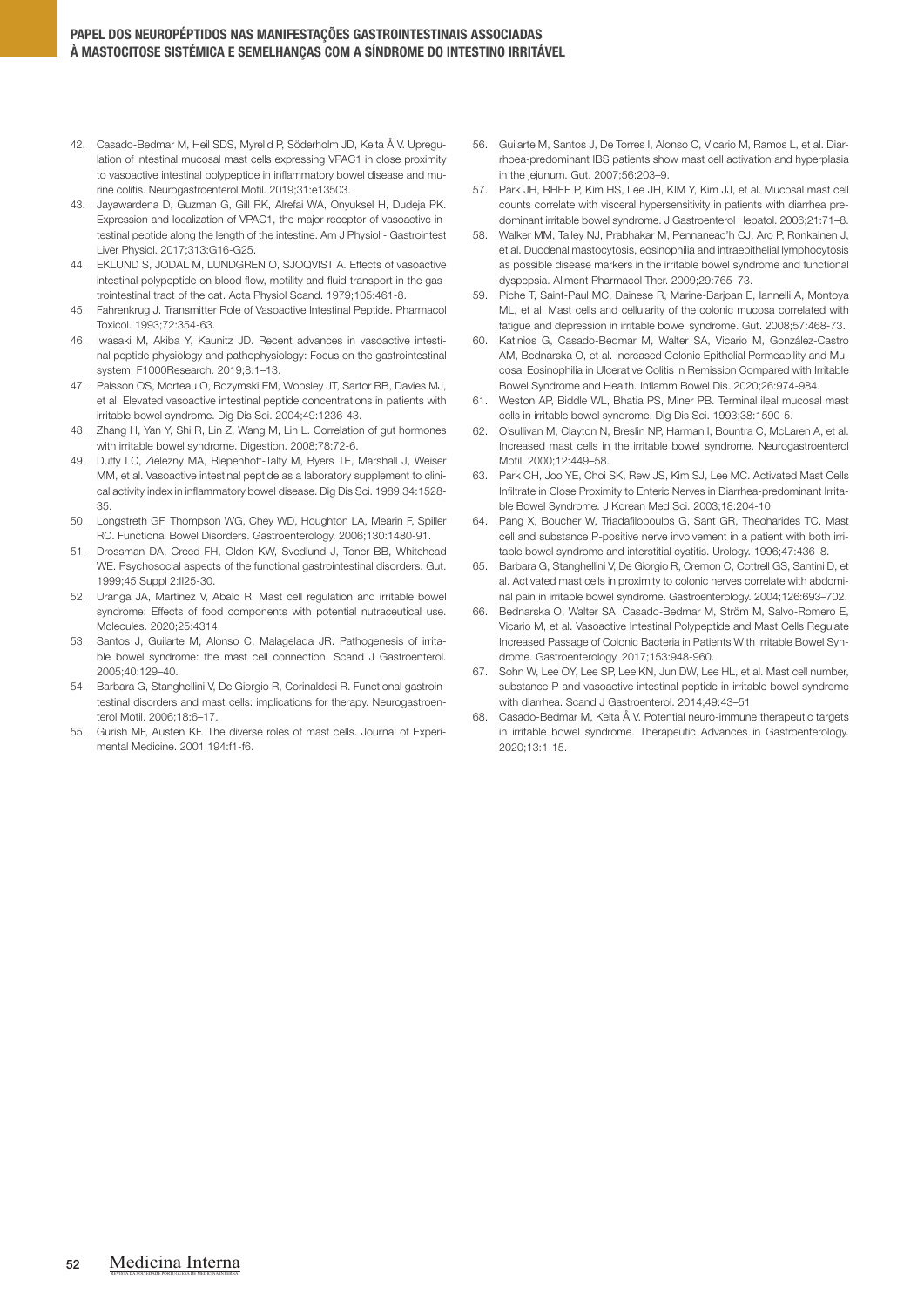42. Casado-Bedmar M, Heil SDS, Myrelid P, Söderholm JD, Keita Å V. Upregulation of intestinal mucosal mast cells expressing VPAC1 in close proximity to vasoactive intestinal polypeptide in inflammatory bowel disease and murine colitis. Neurogastroenterol Motil. 2019;31:e13503.
43. Jayawardena D, Guzman G, Gill RK, Alrefai WA, Onyuksel H, Dudeja PK. Expression and localization of VPAC1, the major receptor of vasoactive intestinal peptide along the length of the intestine. Am J Physiol - Gastrointest Liver Physiol. 2017;313:G16-G25.
44. EKLUND S, JODAL M, LUNDGREN O, SJOQVIST A. Effects of vasoactive intestinal polypeptide on blood flow, motility and fluid transport in the gastrointestinal tract of the cat. Acta Physiol Scand. 1979;105:461-8.
45. Fahrenkrug J. Transmitter Role of Vasoactive Intestinal Peptide. Pharmacol Toxicol. 1993;72:354-63.
46. Iwasaki M, Akiba Y, Kaunitz JD. Recent advances in vasoactive intestinal peptide physiology and pathophysiology: Focus on the gastrointestinal system. F1000Research. 2019;8:1–13.
47. Palsson OS, Morteau O, Bozymski EM, Woosley JT, Sartor RB, Davies MJ, et al. Elevated vasoactive intestinal peptide concentrations in patients with irritable bowel syndrome. Dig Dis Sci. 2004;49:1236-43.
48. Zhang H, Yan Y, Shi R, Lin Z, Wang M, Lin L. Correlation of gut hormones with irritable bowel syndrome. Digestion. 2008;78:72-6.
49. Duffy LC, Zielezny MA, Riepenhoff-Talty M, Byers TE, Marshall J, Weiser MM, et al. Vasoactive intestinal peptide as a laboratory supplement to clinical activity index in inflammatory bowel disease. Dig Dis Sci. 1989;34:1528-35.
50. Longstreth GF, Thompson WG, Chey WD, Houghton LA, Mearin F, Spiller RC. Functional Bowel Disorders. Gastroenterology. 2006;130:1480-91.
51. Drossman DA, Creed FH, Olden KW, Svedlund J, Toner BB, Whitehead WE. Psychosocial aspects of the functional gastrointestinal disorders. Gut. 1999;45 Suppl 2:II25-30.
52. Uranga JA, Martínez V, Abalo R. Mast cell regulation and irritable bowel syndrome: Effects of food components with potential nutraceutical use. Molecules. 2020;25:4314.
53. Santos J, Guilarte M, Alonso C, Malagelada JR. Pathogenesis of irritable bowel syndrome: the mast cell connection. Scand J Gastroenterol. 2005;40:129–40.
54. Barbara G, Stanghellini V, De Giorgio R, Corinaldesi R. Functional gastrointestinal disorders and mast cells: implications for therapy. Neurogastroenterol Motil. 2006;18:6–17.
55. Gurish MF, Austen KF. The diverse roles of mast cells. Journal of Experimental Medicine. 2001;194:f1-f6.
56. Guilarte M, Santos J, De Torres I, Alonso C, Vicario M, Ramos L, et al. Diarrhoea-predominant IBS patients show mast cell activation and hyperplasia in the jejunum. Gut. 2007;56:203–9.
57. Park JH, RHEE P, Kim HS, Lee JH, KIM Y, Kim JJ, et al. Mucosal mast cell counts correlate with visceral hypersensitivity in patients with diarrhea predominant irritable bowel syndrome. J Gastroenterol Hepatol. 2006;21:71–8.
58. Walker MM, Talley NJ, Prabhakar M, Pennaneac'h CJ, Aro P, Ronkainen J, et al. Duodenal mastocytosis, eosinophilia and intraepithelial lymphocytosis as possible disease markers in the irritable bowel syndrome and functional dyspepsia. Aliment Pharmacol Ther. 2009;29:765–73.
59. Piche T, Saint-Paul MC, Dainese R, Marine-Barjoan E, Iannelli A, Montoya ML, et al. Mast cells and cellularity of the colonic mucosa correlated with fatigue and depression in irritable bowel syndrome. Gut. 2008;57:468-73.
60. Katinios G, Casado-Bedmar M, Walter SA, Vicario M, González-Castro AM, Bednarska O, et al. Increased Colonic Epithelial Permeability and Mucosal Eosinophilia in Ulcerative Colitis in Remission Compared with Irritable Bowel Syndrome and Health. Inflamm Bowel Dis. 2020;26:974-984.
61. Weston AP, Biddle WL, Bhatia PS, Miner PB. Terminal ileal mucosal mast cells in irritable bowel syndrome. Dig Dis Sci. 1993;38:1590-5.
62. O'sullivan M, Clayton N, Breslin NP, Harman I, Bountra C, McLaren A, et al. Increased mast cells in the irritable bowel syndrome. Neurogastroenterol Motil. 2000;12:449–58.
63. Park CH, Joo YE, Choi SK, Rew JS, Kim SJ, Lee MC. Activated Mast Cells Infiltrate in Close Proximity to Enteric Nerves in Diarrhea-predominant Irritable Bowel Syndrome. J Korean Med Sci. 2003;18:204-10.
64. Pang X, Boucher W, Triadafilopoulos G, Sant GR, Theoharides TC. Mast cell and substance P-positive nerve involvement in a patient with both irritable bowel syndrome and interstitial cystitis. Urology. 1996;47:436–8.
65. Barbara G, Stanghellini V, De Giorgio R, Cremon C, Cottrell GS, Santini D, et al. Activated mast cells in proximity to colonic nerves correlate with abdominal pain in irritable bowel syndrome. Gastroenterology. 2004;126:693–702.
66. Bednarska O, Walter SA, Casado-Bedmar M, Ström M, Salvo-Romero E, Vicario M, et al. Vasoactive Intestinal Polypeptide and Mast Cells Regulate Increased Passage of Colonic Bacteria in Patients With Irritable Bowel Syndrome. Gastroenterology. 2017;153:948-960.
67. Sohn W, Lee OY, Lee SP, Lee KN, Jun DW, Lee HL, et al. Mast cell number, substance P and vasoactive intestinal peptide in irritable bowel syndrome with diarrhea. Scand J Gastroenterol. 2014;49:43–51.
68. Casado-Bedmar M, Keita Å V. Potential neuro-immune therapeutic targets in irritable bowel syndrome. Therapeutic Advances in Gastroenterology. 2020;13:1-15.